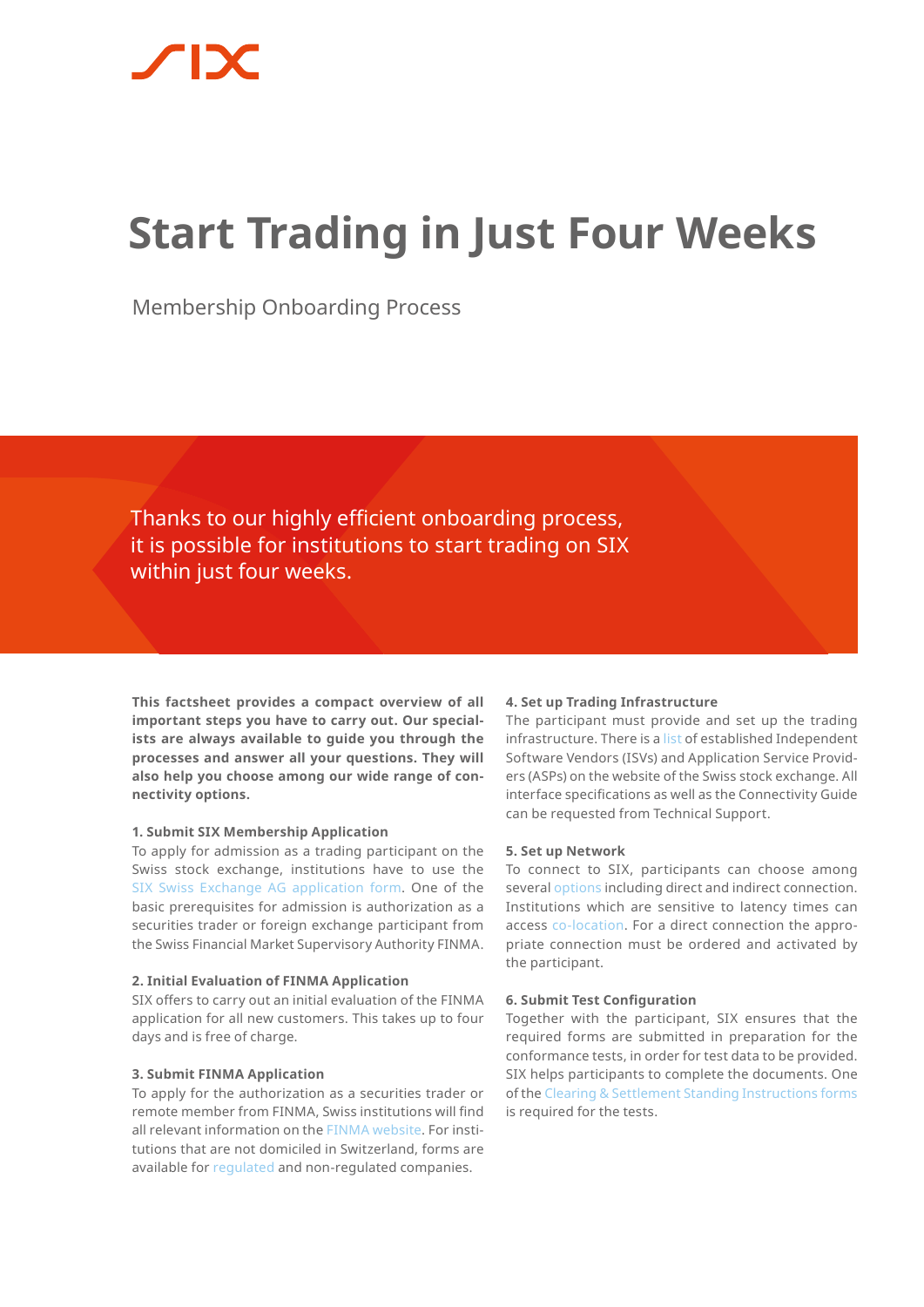# Start Trading in Just Four Weeks

Membership Onboarding Process

Thanks to our highly efficient onboarding process, it is possible for institutions to start trading on SIX within just four weeks.

**This factsheet provides a compact overview of all important steps you have to carry out. Our specialists are always available to guide you through the processes and answer all your questions. They will also help you choose among our wide range of connectivity options.**

### 1. Submit SIX Membership Application

To apply for admission as a trading participant on the Swiss stock exchange, institutions have to use the SIX Swiss Exchange AG application form. One of the basic prerequisites for admission is authorization as a securities trader or foreign exchange participant from the Swiss Financial Market Supervisory Authority FINMA.

### 2. Initial Evaluation of FINMA Application

SIX offers to carry out an initial evaluation of the FINMA application for all new customers. This takes up to four days and is free of charge.

### 3. Submit FINMA Application

To apply for the authorization as a securities trader or remote member from FINMA, Swiss institutions will find all relevant information on the FINMA website. For institutions that are not domiciled in Switzerland, forms are available for regulated and non-regulated companies.

### 4. Set up Trading Infrastructure

The participant must provide and set up the trading infrastructure. There is a list of established Independent Software Vendors (ISVs) and Application Service Providers (ASPs) on the website of the Swiss stock exchange. All interface specifications as well as the Connectivity Guide can be requested from Technical Support.

### 5. Set up Network

To connect to SIX, participants can choose among several options including direct and indirect connection. Institutions which are sensitive to latency times can access co-location. For a direct connection the appropriate connection must be ordered and activated by the participant.

### 6. Submit Test Configuration

Together with the participant, SIX ensures that the required forms are submitted in preparation for the conformance tests, in order for test data to be provided. SIX helps participants to complete the documents. One of the Clearing & Settlement Standing Instructions forms is required for the tests.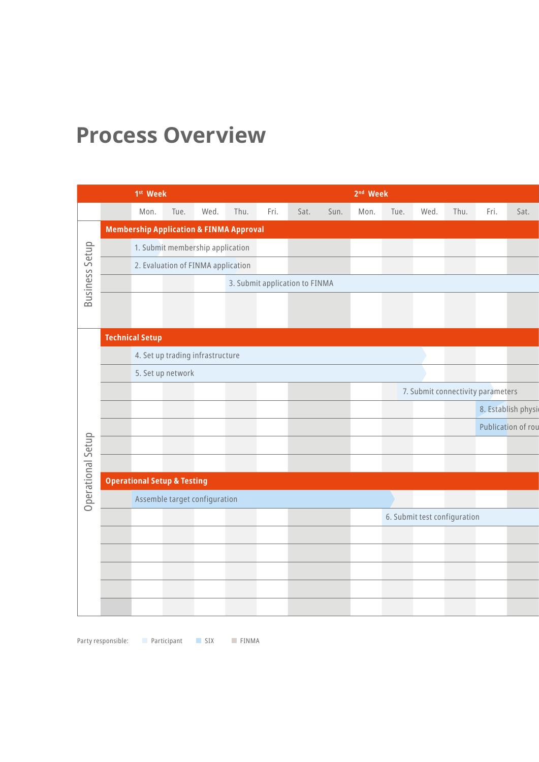# Process Overview

| | | 1st Week | | | | | | | 2nd Week | | | | | |
|---|---|---|---|---|---|---|---|---|---|---|---|---|---|---|
| | | Mon. | Tue. | Wed. | Thu. | Fri. | Sat. | Sun. | Mon. | Tue. | Wed. | Thu. | Fri. | Sat. |
| Business Setup | Membership Application & FINMA Approval | | | | | | | | | | | | | |
| | | 1. Submit membership application | | | | | | | | | | | | |
| | | 2. Evaluation of FINMA application | | | | | | | | | | | | |
| | | | | | 3. Submit application to FINMA | | | | | | | | | |
| Operational Setup | Technical Setup | | | | | | | | | | | | | |
| | | 4. Set up trading infrastructure | | | | | | | | | | | | |
| | | 5. Set up network | | | | | | | | | | | | |
| | | | | | | | | | | 7. Submit connectivity parameters | | | | |
| | | | | | | | | | | | | | 8. Establish physi | |
| | | | | | | | | | | | | | Publication of rou | |
| | Operational Setup & Testing | | | | | | | | | | | | | |
| | | Assemble target configuration | | | | | | | | | | | | |
| | | | | | | | | | | 6. Submit test configuration | | | | |

Party responsible: Participant SIX FINMA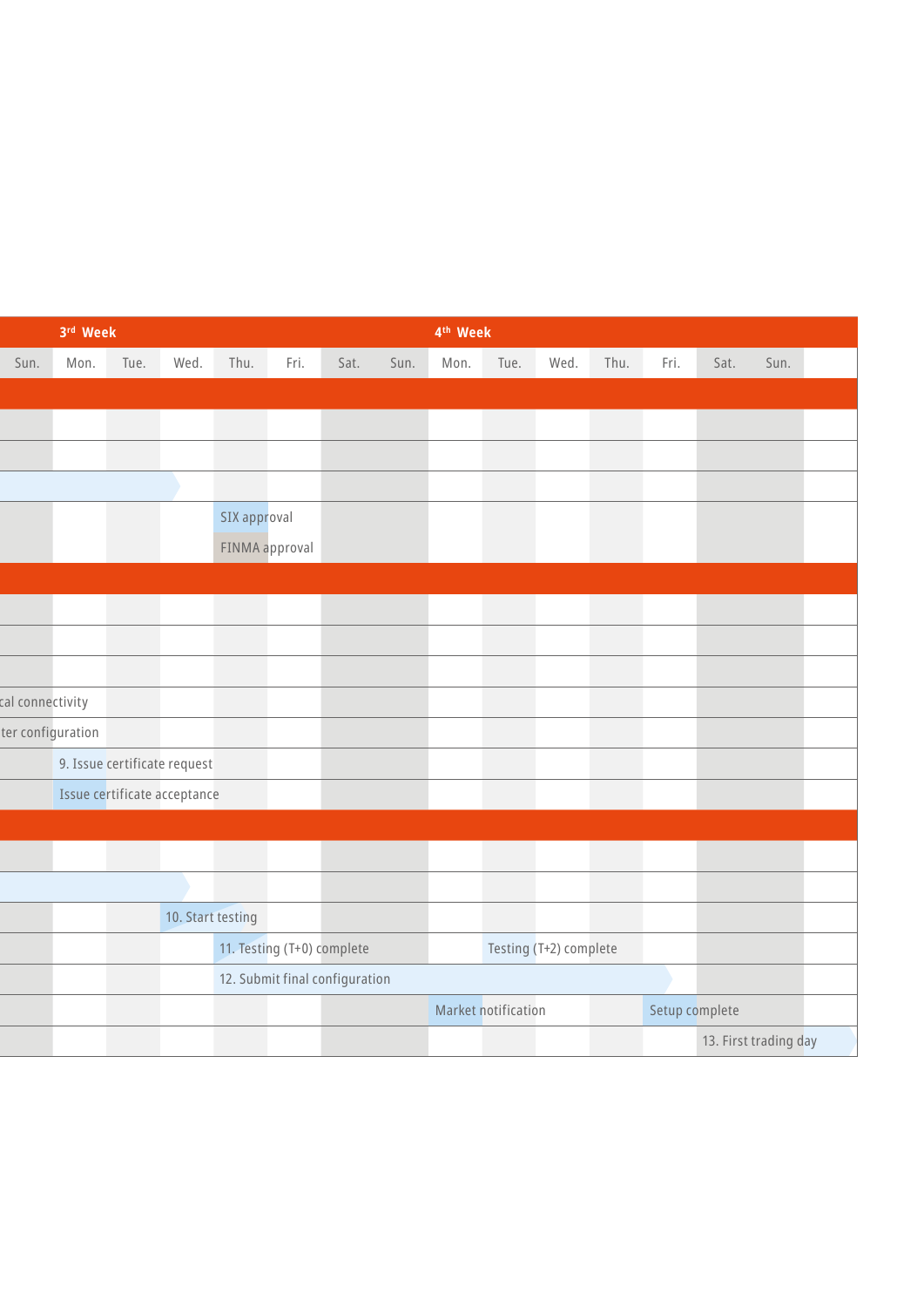| | 3rd Week | | | | | | | 4th Week | | | | | | | |
|---|---|---|---|---|---|---|---|---|---|---|---|---|---|---|---|
| Sun. | Mon. | Tue. | Wed. | Thu. | Fri. | Sat. | Sun. | Mon. | Tue. | Wed. | Thu. | Fri. | Sat. | Sun. | |
| | | | | | | | | | | | | | | | |
| | | | | | | | | | | | | | | | |
| | | | | | | | | | | | | | | | |
| | | | | | | | | | | | | | | | |
| | | | | SIX approval | | | | | | | | | | | |
| | | | | FINMA approval | | | | | | | | | | | |
| | | | | | | | | | | | | | | | |
| | | | | | | | | | | | | | | | |
| | | | | | | | | | | | | | | | |
| | | | | | | | | | | | | | | | |
| cal connectivity | | | | | | | | | | | | | | | |
| ter configuration | | | | | | | | | | | | | | | |
| | 9. Issue certificate request | | | | | | | | | | | | | | |
| | Issue certificate acceptance | | | | | | | | | | | | | | |
| | | | | | | | | | | | | | | | |
| | | | | | | | | | | | | | | | |
| | | | | | | | | | | | | | | | |
| | | | 10. Start testing | | | | | | | | | | | | |
| | | | | 11. Testing (T+0) complete | | | | | Testing (T+2) complete | | | | | | |
| | | | | 12. Submit final configuration | | | | | | | | | | | |
| | | | | | | | | Market notification | | | | Setup complete | | | |
| | | | | | | | | | | | | | 13. First trading day | | |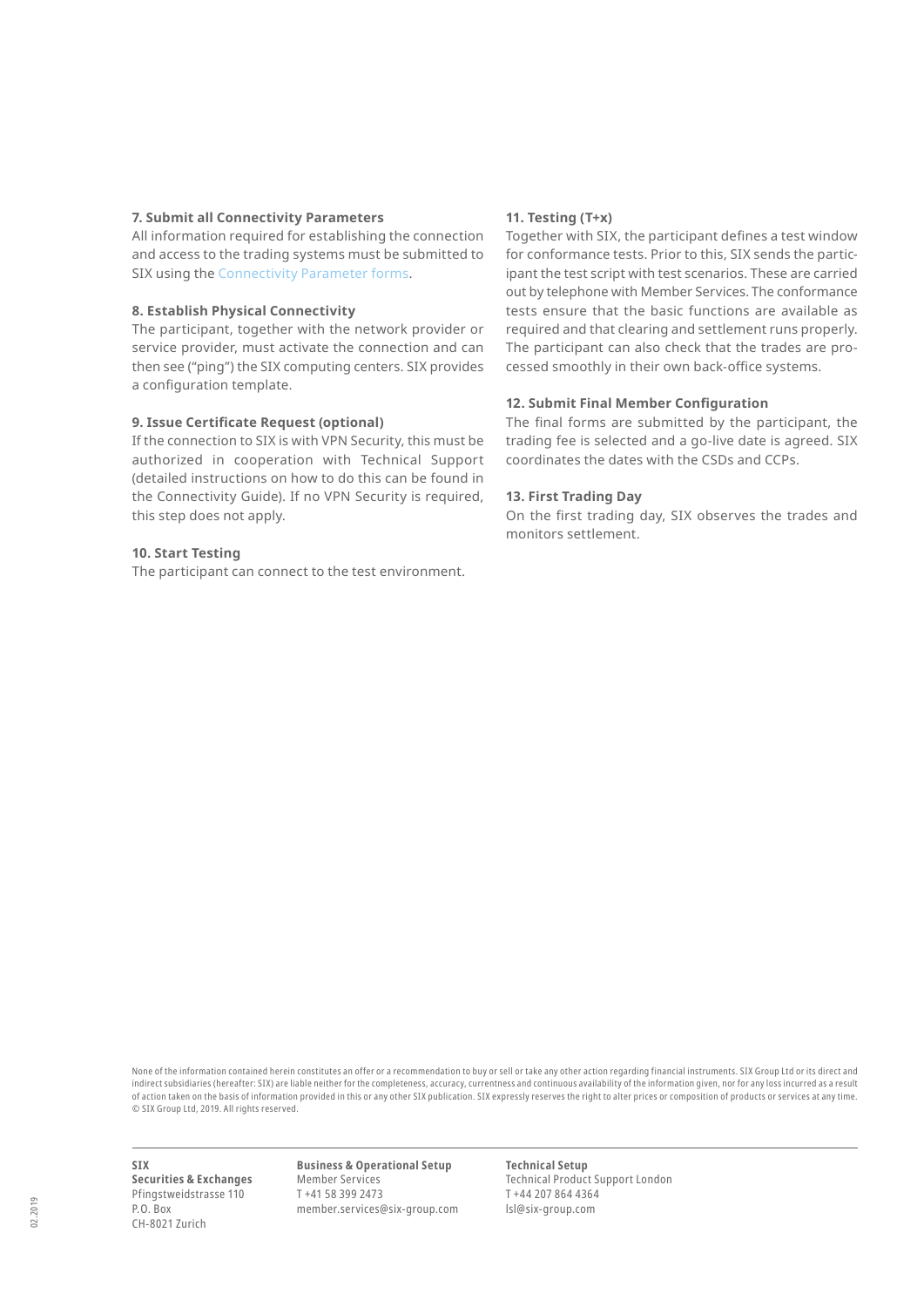### 7. Submit all Connectivity Parameters

All information required for establishing the connection and access to the trading systems must be submitted to SIX using the Connectivity Parameter forms.

### 8. Establish Physical Connectivity

The participant, together with the network provider or service provider, must activate the connection and can then see ("ping") the SIX computing centers. SIX provides a configuration template.

### 9. Issue Certificate Request (optional)

If the connection to SIX is with VPN Security, this must be authorized in cooperation with Technical Support (detailed instructions on how to do this can be found in the Connectivity Guide). If no VPN Security is required, this step does not apply.

### 10. Start Testing

The participant can connect to the test environment.

### 11. Testing (T+x)

Together with SIX, the participant defines a test window for conformance tests. Prior to this, SIX sends the participant the test script with test scenarios. These are carried out by telephone with Member Services. The conformance tests ensure that the basic functions are available as required and that clearing and settlement runs properly. The participant can also check that the trades are processed smoothly in their own back-office systems.

### 12. Submit Final Member Configuration

The final forms are submitted by the participant, the trading fee is selected and a go-live date is agreed. SIX coordinates the dates with the CSDs and CCPs.

### 13. First Trading Day

On the first trading day, SIX observes the trades and monitors settlement.

None of the information contained herein constitutes an offer or a recommendation to buy or sell or take any other action regarding financial instruments. SIX Group Ltd or its direct and indirect subsidiaries (hereafter: SIX) are liable neither for the completeness, accuracy, currentness and continuous availability of the information given, nor for any loss incurred as a result of action taken on the basis of information provided in this or any other SIX publication. SIX expressly reserves the right to alter prices or composition of products or services at any time.
© SIX Group Ltd, 2019. All rights reserved.

**SIX**
**Securities & Exchanges**
Pfingstweidstrasse 110
P.O. Box
CH-8021 Zurich

**Business & Operational Setup**
Member Services
T +41 58 399 2473
member.services@six-group.com

**Technical Setup**
Technical Product Support London
T +44 207 864 4364
lsl@six-group.com

02.2019